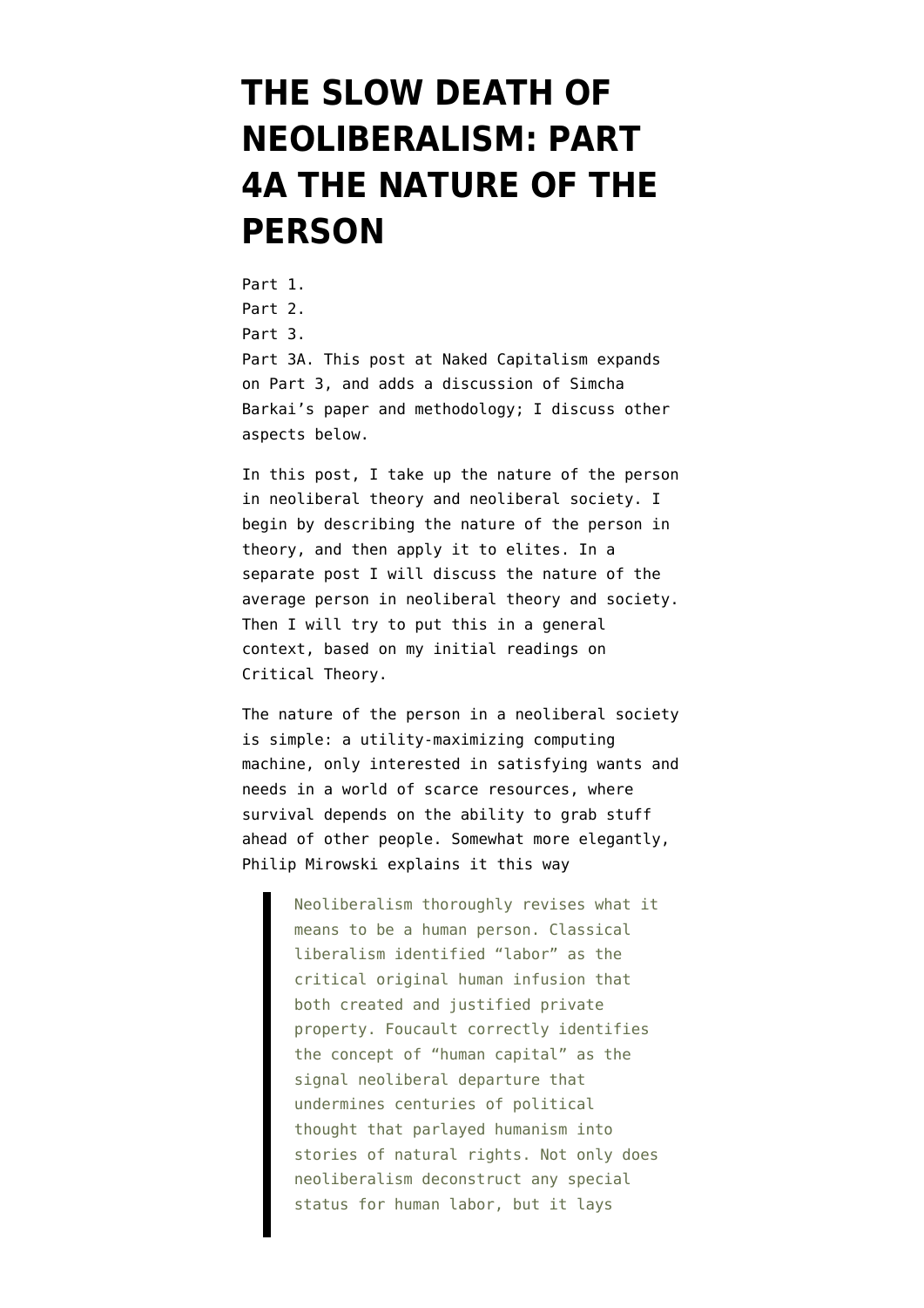# THE SLOW DEATH OF NEOLIBERALISM: PART 4A THE NATURE OF THE PERSON

Part 1.
Part 2.
Part 3.
Part 3A. This post at Naked Capitalism expands on Part 3, and adds a discussion of Simcha Barkai's paper and methodology; I discuss other aspects below.

In this post, I take up the nature of the person in neoliberal theory and neoliberal society. I begin by describing the nature of the person in theory, and then apply it to elites. In a separate post I will discuss the nature of the average person in neoliberal theory and society. Then I will try to put this in a general context, based on my initial readings on Critical Theory.

The nature of the person in a neoliberal society is simple: a utility-maximizing computing machine, only interested in satisfying wants and needs in a world of scarce resources, where survival depends on the ability to grab stuff ahead of other people. Somewhat more elegantly, Philip Mirowski explains it this way

> Neoliberalism thoroughly revises what it means to be a human person. Classical liberalism identified "labor" as the critical original human infusion that both created and justified private property. Foucault correctly identifies the concept of "human capital" as the signal neoliberal departure that undermines centuries of political thought that parlayed humanism into stories of natural rights. Not only does neoliberalism deconstruct any special status for human labor, but it lays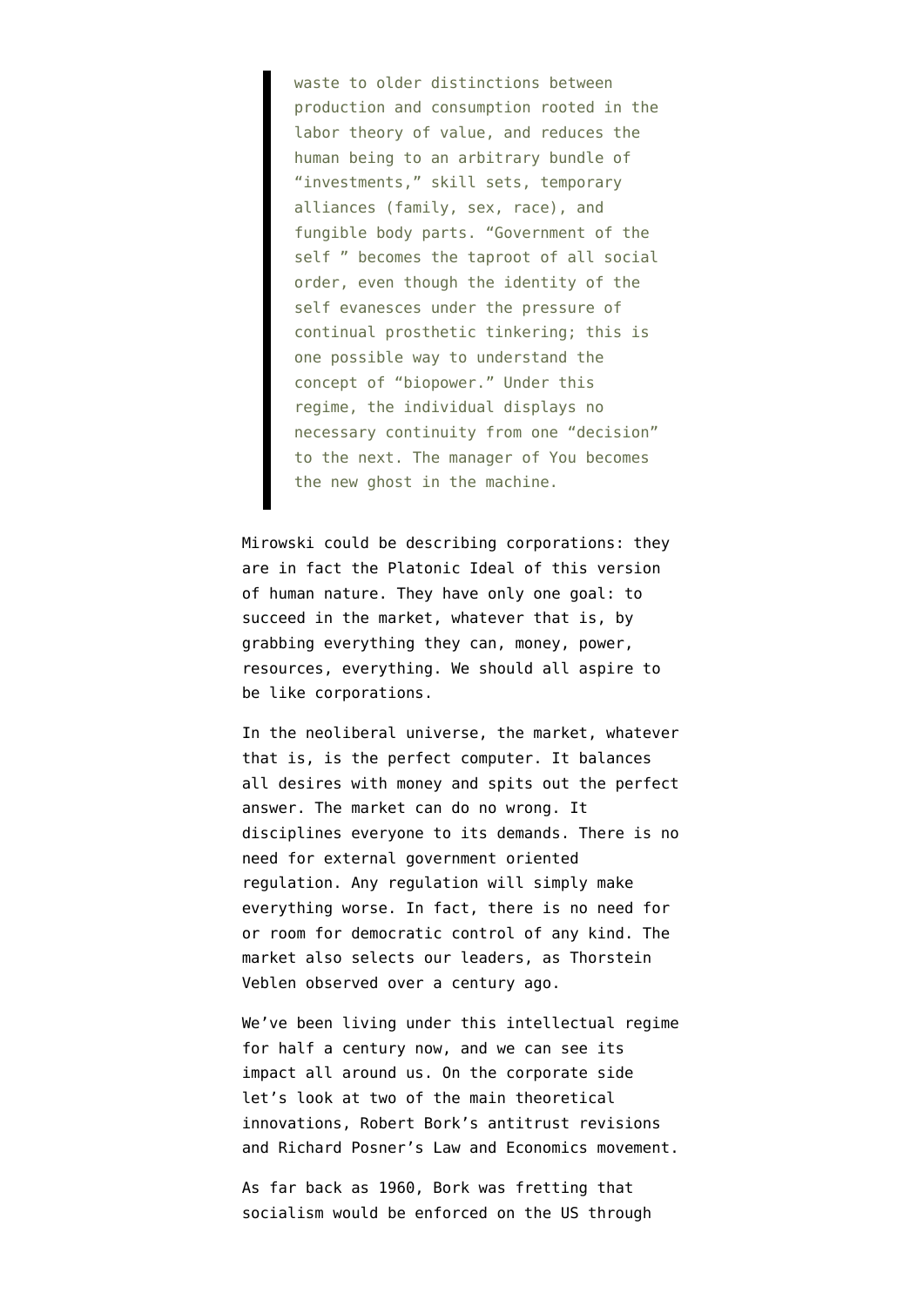> waste to older distinctions between production and consumption rooted in the labor theory of value, and reduces the human being to an arbitrary bundle of "investments," skill sets, temporary alliances (family, sex, race), and fungible body parts. "Government of the self " becomes the taproot of all social order, even though the identity of the self evanesces under the pressure of continual prosthetic tinkering; this is one possible way to understand the concept of "biopower." Under this regime, the individual displays no necessary continuity from one "decision" to the next. The manager of You becomes the new ghost in the machine.

Mirowski could be describing corporations: they are in fact the Platonic Ideal of this version of human nature. They have only one goal: to succeed in the market, whatever that is, by grabbing everything they can, money, power, resources, everything. We should all aspire to be like corporations.

In the neoliberal universe, the market, whatever that is, is the perfect computer. It balances all desires with money and spits out the perfect answer. The market can do no wrong. It disciplines everyone to its demands. There is no need for external government oriented regulation. Any regulation will simply make everything worse. In fact, there is no need for or room for democratic control of any kind. The market also selects our leaders, as Thorstein Veblen observed over a century ago.

We've been living under this intellectual regime for half a century now, and we can see its impact all around us. On the corporate side let's look at two of the main theoretical innovations, Robert Bork's antitrust revisions and Richard Posner's Law and Economics movement.

As far back as 1960, Bork was fretting that socialism would be enforced on the US through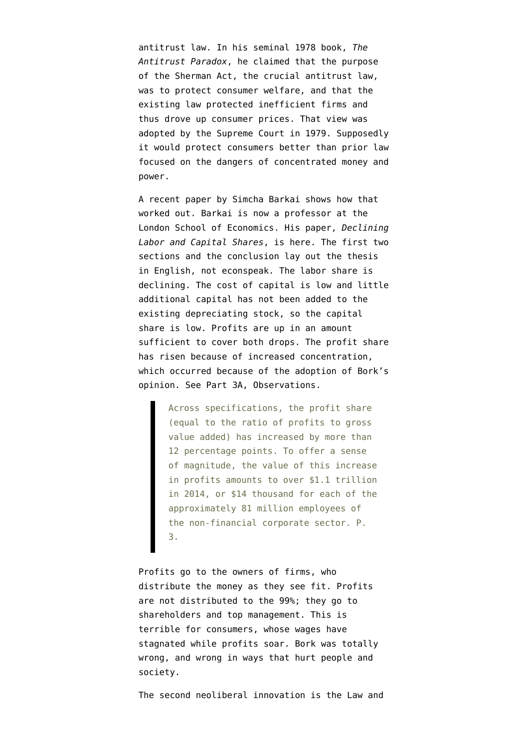antitrust law. In his seminal 1978 book, *The Antitrust Paradox*, he claimed that the purpose of the Sherman Act, the crucial antitrust law, was to protect consumer welfare, and that the existing law protected inefficient firms and thus drove up consumer prices. That view was adopted by the Supreme Court in 1979. Supposedly it would protect consumers better than prior law focused on the dangers of concentrated money and power.

A recent paper by Simcha Barkai shows how that worked out. Barkai is now a professor at the London School of Economics. His paper, *Declining Labor and Capital Shares*, is here. The first two sections and the conclusion lay out the thesis in English, not econspeak. The labor share is declining. The cost of capital is low and little additional capital has not been added to the existing depreciating stock, so the capital share is low. Profits are up in an amount sufficient to cover both drops. The profit share has risen because of increased concentration, which occurred because of the adoption of Bork's opinion. See Part 3A, Observations.

> Across specifications, the profit share (equal to the ratio of profits to gross value added) has increased by more than 12 percentage points. To offer a sense of magnitude, the value of this increase in profits amounts to over $1.1 trillion in 2014, or $14 thousand for each of the approximately 81 million employees of the non-financial corporate sector. P. 3.

Profits go to the owners of firms, who distribute the money as they see fit. Profits are not distributed to the 99%; they go to shareholders and top management. This is terrible for consumers, whose wages have stagnated while profits soar. Bork was totally wrong, and wrong in ways that hurt people and society.

The second neoliberal innovation is the Law and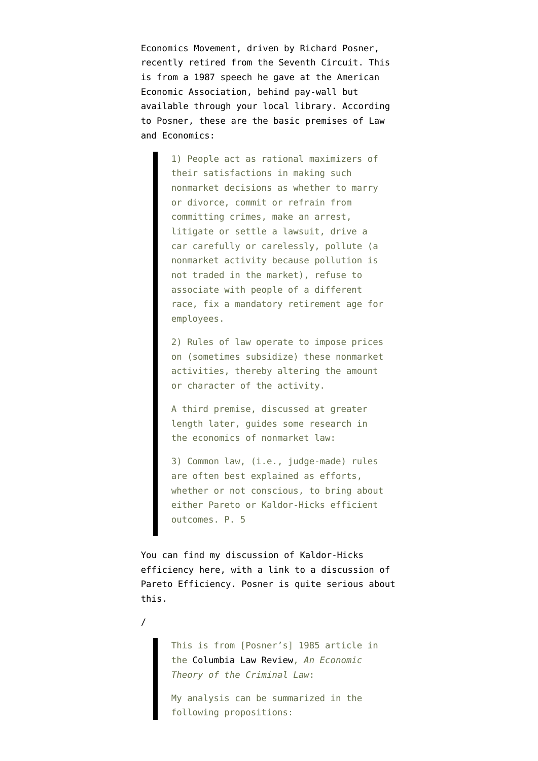Economics Movement, driven by Richard Posner, recently retired from the Seventh Circuit. This is from a 1987 speech he gave at the American Economic Association, behind pay-wall but available through your local library. According to Posner, these are the basic premises of Law and Economics:

> 1) People act as rational maximizers of their satisfactions in making such nonmarket decisions as whether to marry or divorce, commit or refrain from committing crimes, make an arrest, litigate or settle a lawsuit, drive a car carefully or carelessly, pollute (a nonmarket activity because pollution is not traded in the market), refuse to associate with people of a different race, fix a mandatory retirement age for employees.
>
> 2) Rules of law operate to impose prices on (sometimes subsidize) these nonmarket activities, thereby altering the amount or character of the activity.
>
> A third premise, discussed at greater length later, guides some research in the economics of nonmarket law:
>
> 3) Common law, (i.e., judge-made) rules are often best explained as efforts, whether or not conscious, to bring about either Pareto or Kaldor-Hicks efficient outcomes. P. 5

You can find my discussion of Kaldor-Hicks efficiency here, with a link to a discussion of Pareto Efficiency. Posner is quite serious about this.

/

> This is from [Posner's] 1985 article in the Columbia Law Review, *An Economic Theory of the Criminal Law*:
>
> My analysis can be summarized in the following propositions: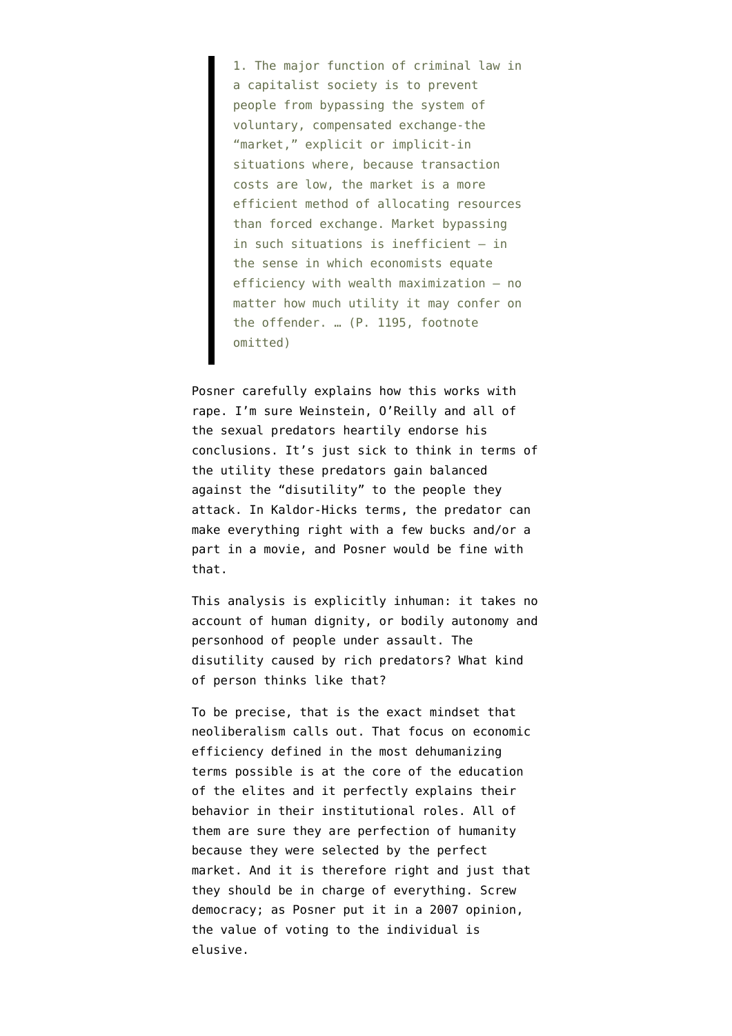> 1. The major function of criminal law in a capitalist society is to prevent people from bypassing the system of voluntary, compensated exchange-the “market,” explicit or implicit-in situations where, because transaction costs are low, the market is a more efficient method of allocating resources than forced exchange. Market bypassing in such situations is inefficient — in the sense in which economists equate efficiency with wealth maximization — no matter how much utility it may confer on the offender. … (P. 1195, footnote omitted)

Posner carefully explains how this works with rape. I’m sure Weinstein, O’Reilly and all of the sexual predators heartily endorse his conclusions. It’s just sick to think in terms of the utility these predators gain balanced against the “disutility” to the people they attack. In Kaldor-Hicks terms, the predator can make everything right with a few bucks and/or a part in a movie, and Posner would be fine with that.

This analysis is explicitly inhuman: it takes no account of human dignity, or bodily autonomy and personhood of people under assault. The disutility caused by rich predators? What kind of person thinks like that?

To be precise, that is the exact mindset that neoliberalism calls out. That focus on economic efficiency defined in the most dehumanizing terms possible is at the core of the education of the elites and it perfectly explains their behavior in their institutional roles. All of them are sure they are perfection of humanity because they were selected by the perfect market. And it is therefore right and just that they should be in charge of everything. Screw democracy; as Posner put it in a 2007 opinion, the value of voting to the individual is elusive.